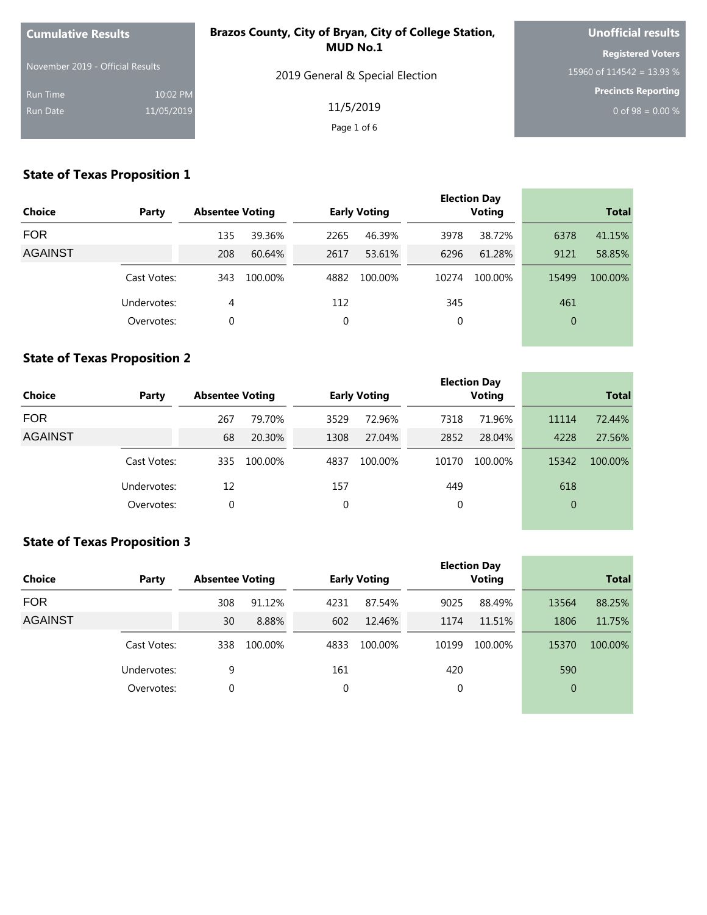**Cumulative Results**

November 2019 - Official Results

Run Time 10:02 PM

Run Date 11/05/2019

**Brazos County, City of Bryan, City of College Station, MUD No.1**

2019 General & Special Election

11/5/2019

**Unofficial results**

**Registered Voters**

15960 of 114542 = 13.93 %

**Precincts Reporting**

0 of 98 = 0.00 %

## State of Texas Proposition 1

| Choice | Party | Absentee Voting | | Early Voting | | Election Day Voting | | Total | |
|---|---|---|---|---|---|---|---|---|---|
| FOR | | 135 | 39.36% | 2265 | 46.39% | 3978 | 38.72% | 6378 | 41.15% |
| AGAINST | | 208 | 60.64% | 2617 | 53.61% | 6296 | 61.28% | 9121 | 58.85% |
| | Cast Votes: | 343 | 100.00% | 4882 | 100.00% | 10274 | 100.00% | 15499 | 100.00% |
| | Undervotes: | 4 | | 112 | | 345 | | 461 | |
| | Overvotes: | 0 | | 0 | | 0 | | 0 | |

## State of Texas Proposition 2

| Choice | Party | Absentee Voting | | Early Voting | | Election Day Voting | | Total | |
|---|---|---|---|---|---|---|---|---|---|
| FOR | | 267 | 79.70% | 3529 | 72.96% | 7318 | 71.96% | 11114 | 72.44% |
| AGAINST | | 68 | 20.30% | 1308 | 27.04% | 2852 | 28.04% | 4228 | 27.56% |
| | Cast Votes: | 335 | 100.00% | 4837 | 100.00% | 10170 | 100.00% | 15342 | 100.00% |
| | Undervotes: | 12 | | 157 | | 449 | | 618 | |
| | Overvotes: | 0 | | 0 | | 0 | | 0 | |

## State of Texas Proposition 3

| Choice | Party | Absentee Voting | | Early Voting | | Election Day Voting | | Total | |
|---|---|---|---|---|---|---|---|---|---|
| FOR | | 308 | 91.12% | 4231 | 87.54% | 9025 | 88.49% | 13564 | 88.25% |
| AGAINST | | 30 | 8.88% | 602 | 12.46% | 1174 | 11.51% | 1806 | 11.75% |
| | Cast Votes: | 338 | 100.00% | 4833 | 100.00% | 10199 | 100.00% | 15370 | 100.00% |
| | Undervotes: | 9 | | 161 | | 420 | | 590 | |
| | Overvotes: | 0 | | 0 | | 0 | | 0 | |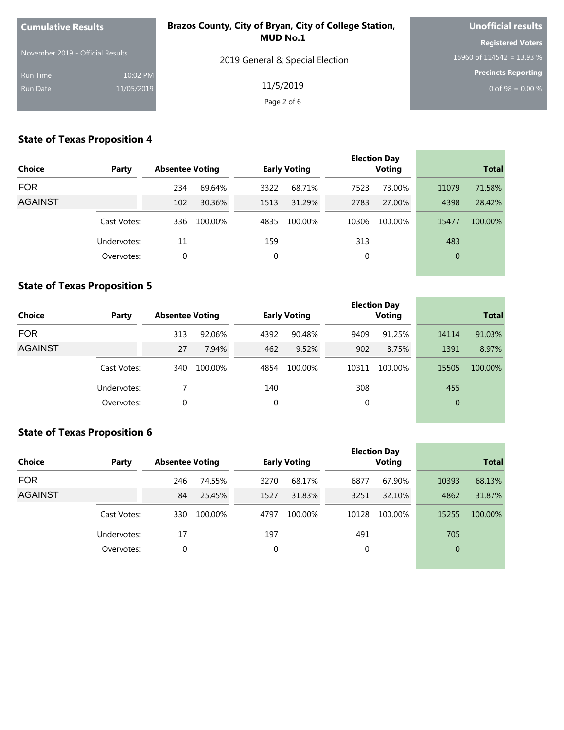**Cumulative Results**

November 2019 - Official Results

Run Time 10:02 PM

Run Date 11/05/2019

**Brazos County, City of Bryan, City of College Station, MUD No.1**

2019 General & Special Election

11/5/2019

**Unofficial results**

**Registered Voters**

15960 of 114542 = 13.93 %

**Precincts Reporting**

0 of 98 = 0.00 %

### State of Texas Proposition 4

| Choice | Party | Absentee Voting | | Early Voting | | Election Day Voting | | Total | |
|---|---|---|---|---|---|---|---|---|---|
| FOR | | 234 | 69.64% | 3322 | 68.71% | 7523 | 73.00% | 11079 | 71.58% |
| AGAINST | | 102 | 30.36% | 1513 | 31.29% | 2783 | 27.00% | 4398 | 28.42% |
| | Cast Votes: | 336 | 100.00% | 4835 | 100.00% | 10306 | 100.00% | 15477 | 100.00% |
| | Undervotes: | 11 | | 159 | | 313 | | 483 | |
| | Overvotes: | 0 | | 0 | | 0 | | 0 | |

### State of Texas Proposition 5

| Choice | Party | Absentee Voting | | Early Voting | | Election Day Voting | | Total | |
|---|---|---|---|---|---|---|---|---|---|
| FOR | | 313 | 92.06% | 4392 | 90.48% | 9409 | 91.25% | 14114 | 91.03% |
| AGAINST | | 27 | 7.94% | 462 | 9.52% | 902 | 8.75% | 1391 | 8.97% |
| | Cast Votes: | 340 | 100.00% | 4854 | 100.00% | 10311 | 100.00% | 15505 | 100.00% |
| | Undervotes: | 7 | | 140 | | 308 | | 455 | |
| | Overvotes: | 0 | | 0 | | 0 | | 0 | |

### State of Texas Proposition 6

| Choice | Party | Absentee Voting | | Early Voting | | Election Day Voting | | Total | |
|---|---|---|---|---|---|---|---|---|---|
| FOR | | 246 | 74.55% | 3270 | 68.17% | 6877 | 67.90% | 10393 | 68.13% |
| AGAINST | | 84 | 25.45% | 1527 | 31.83% | 3251 | 32.10% | 4862 | 31.87% |
| | Cast Votes: | 330 | 100.00% | 4797 | 100.00% | 10128 | 100.00% | 15255 | 100.00% |
| | Undervotes: | 17 | | 197 | | 491 | | 705 | |
| | Overvotes: | 0 | | 0 | | 0 | | 0 | |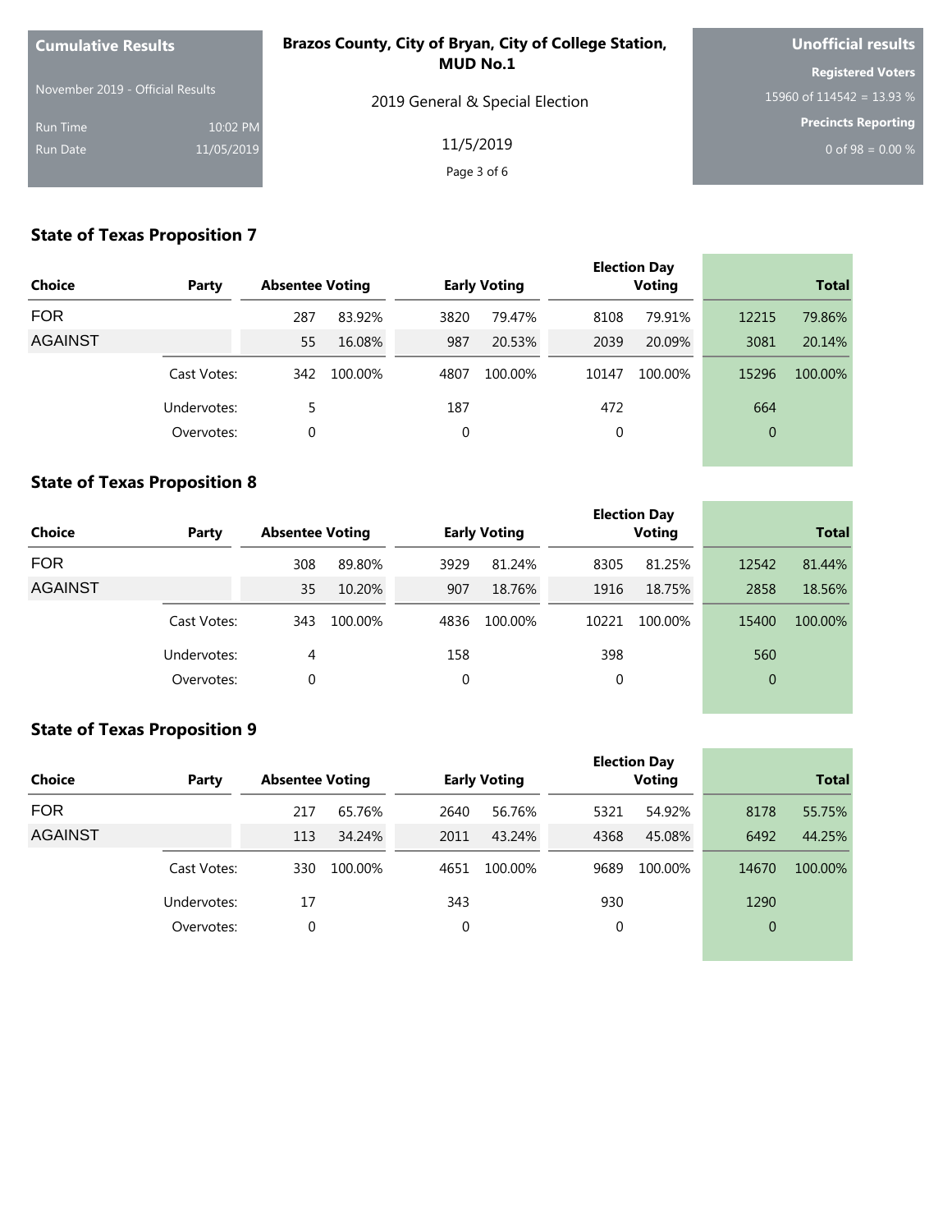Cumulative Results

November 2019 - Official Results

Run Time 10:02 PM
Run Date 11/05/2019

**Brazos County, City of Bryan, City of College Station, MUD No.1**

2019 General & Special Election

11/5/2019

**Unofficial results**

**Registered Voters**
15960 of 114542 = 13.93 %

**Precincts Reporting**
0 of 98 = 0.00 %

## State of Texas Proposition 7

| Choice | Party | Absentee Voting | | Early Voting | | Election Day Voting | | Total | |
|---|---|---|---|---|---|---|---|---|---|
| FOR | | 287 | 83.92% | 3820 | 79.47% | 8108 | 79.91% | 12215 | 79.86% |
| AGAINST | | 55 | 16.08% | 987 | 20.53% | 2039 | 20.09% | 3081 | 20.14% |
| | Cast Votes: | 342 | 100.00% | 4807 | 100.00% | 10147 | 100.00% | 15296 | 100.00% |
| | Undervotes: | 5 | | 187 | | 472 | | 664 | |
| | Overvotes: | 0 | | 0 | | 0 | | 0 | |

## State of Texas Proposition 8

| Choice | Party | Absentee Voting | | Early Voting | | Election Day Voting | | Total | |
|---|---|---|---|---|---|---|---|---|---|
| FOR | | 308 | 89.80% | 3929 | 81.24% | 8305 | 81.25% | 12542 | 81.44% |
| AGAINST | | 35 | 10.20% | 907 | 18.76% | 1916 | 18.75% | 2858 | 18.56% |
| | Cast Votes: | 343 | 100.00% | 4836 | 100.00% | 10221 | 100.00% | 15400 | 100.00% |
| | Undervotes: | 4 | | 158 | | 398 | | 560 | |
| | Overvotes: | 0 | | 0 | | 0 | | 0 | |

## State of Texas Proposition 9

| Choice | Party | Absentee Voting | | Early Voting | | Election Day Voting | | Total | |
|---|---|---|---|---|---|---|---|---|---|
| FOR | | 217 | 65.76% | 2640 | 56.76% | 5321 | 54.92% | 8178 | 55.75% |
| AGAINST | | 113 | 34.24% | 2011 | 43.24% | 4368 | 45.08% | 6492 | 44.25% |
| | Cast Votes: | 330 | 100.00% | 4651 | 100.00% | 9689 | 100.00% | 14670 | 100.00% |
| | Undervotes: | 17 | | 343 | | 930 | | 1290 | |
| | Overvotes: | 0 | | 0 | | 0 | | 0 | |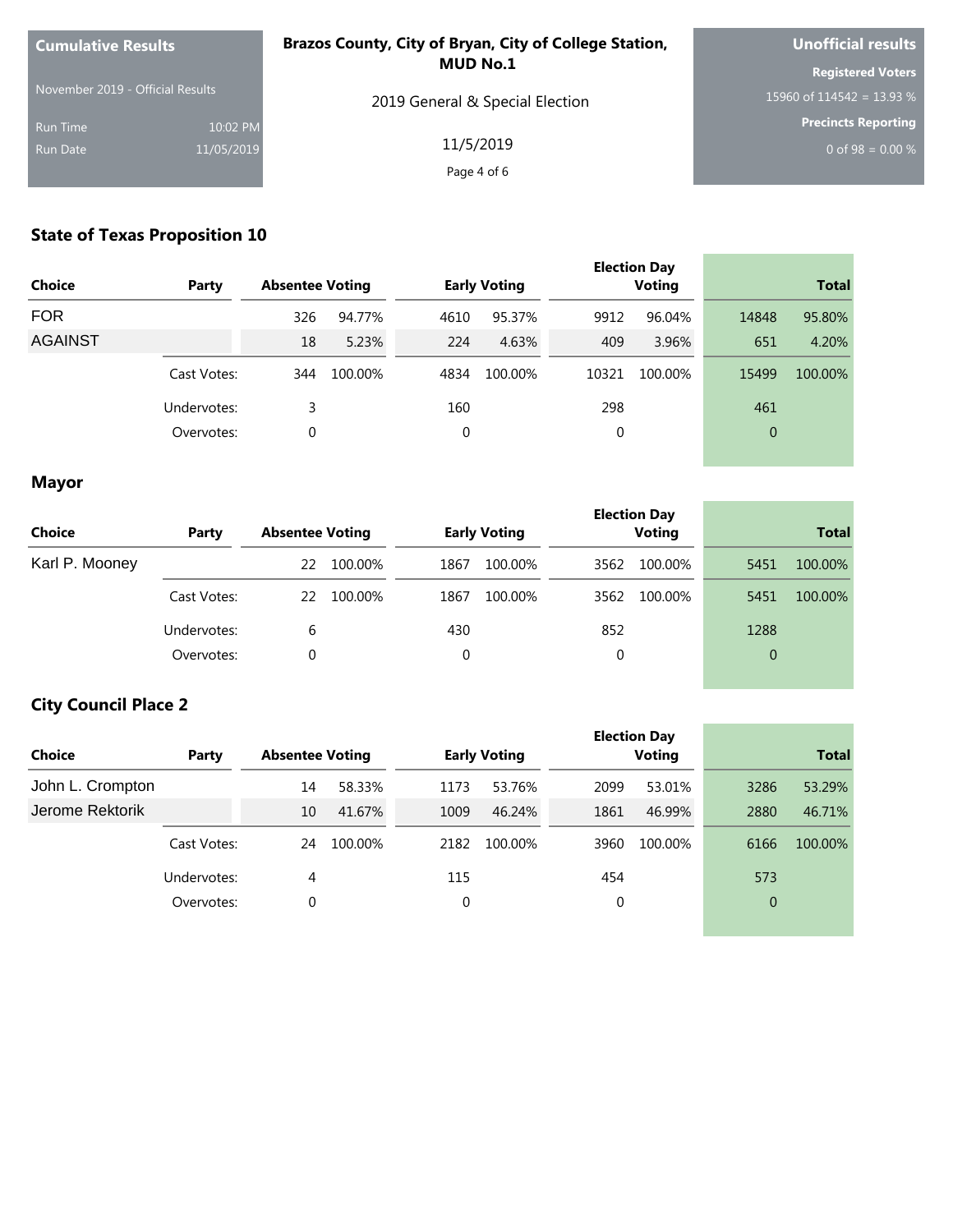**Cumulative Results**

November 2019 - Official Results

Run Time 10:02 PM

Run Date 11/05/2019

**Brazos County, City of Bryan, City of College Station, MUD No.1**

2019 General & Special Election

11/5/2019

**Unofficial results**

**Registered Voters**

15960 of 114542 = 13.93 %

**Precincts Reporting**

0 of 98 = 0.00 %

## State of Texas Proposition 10

| Choice | Party | Absentee Voting | | Early Voting | | Election Day Voting | | Total | |
|---|---|---|---|---|---|---|---|---|---|
| FOR | | 326 | 94.77% | 4610 | 95.37% | 9912 | 96.04% | 14848 | 95.80% |
| AGAINST | | 18 | 5.23% | 224 | 4.63% | 409 | 3.96% | 651 | 4.20% |
| | Cast Votes: | 344 | 100.00% | 4834 | 100.00% | 10321 | 100.00% | 15499 | 100.00% |
| | Undervotes: | 3 | | 160 | | 298 | | 461 | |
| | Overvotes: | 0 | | 0 | | 0 | | 0 | |

## Mayor

| Choice | Party | Absentee Voting | | Early Voting | | Election Day Voting | | Total | |
|---|---|---|---|---|---|---|---|---|---|
| Karl P. Mooney | | 22 | 100.00% | 1867 | 100.00% | 3562 | 100.00% | 5451 | 100.00% |
| | Cast Votes: | 22 | 100.00% | 1867 | 100.00% | 3562 | 100.00% | 5451 | 100.00% |
| | Undervotes: | 6 | | 430 | | 852 | | 1288 | |
| | Overvotes: | 0 | | 0 | | 0 | | 0 | |

## City Council Place 2

| Choice | Party | Absentee Voting | | Early Voting | | Election Day Voting | | Total | |
|---|---|---|---|---|---|---|---|---|---|
| John L. Crompton | | 14 | 58.33% | 1173 | 53.76% | 2099 | 53.01% | 3286 | 53.29% |
| Jerome Rektorik | | 10 | 41.67% | 1009 | 46.24% | 1861 | 46.99% | 2880 | 46.71% |
| | Cast Votes: | 24 | 100.00% | 2182 | 100.00% | 3960 | 100.00% | 6166 | 100.00% |
| | Undervotes: | 4 | | 115 | | 454 | | 573 | |
| | Overvotes: | 0 | | 0 | | 0 | | 0 | |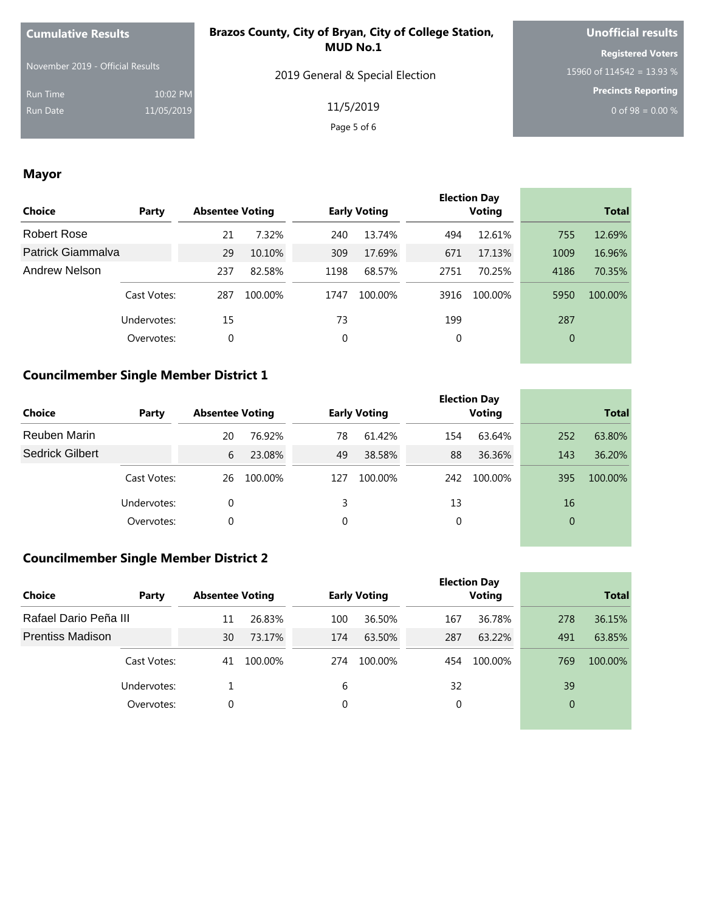Cumulative Results

November 2019 - Official Results

Run Time 10:02 PM
Run Date 11/05/2019

**Brazos County, City of Bryan, City of College Station, MUD No.1**

2019 General & Special Election

11/5/2019

**Unofficial results**

**Registered Voters**
15960 of 114542 = 13.93 %

**Precincts Reporting**
0 of 98 = 0.00 %

## Mayor

| Choice | Party | Absentee Voting | | Early Voting | | Election Day Voting | | Total | |
|---|---|---|---|---|---|---|---|---|---|
| Robert Rose | | 21 | 7.32% | 240 | 13.74% | 494 | 12.61% | 755 | 12.69% |
| Patrick Giammalva | | 29 | 10.10% | 309 | 17.69% | 671 | 17.13% | 1009 | 16.96% |
| Andrew Nelson | | 237 | 82.58% | 1198 | 68.57% | 2751 | 70.25% | 4186 | 70.35% |
| | Cast Votes: | 287 | 100.00% | 1747 | 100.00% | 3916 | 100.00% | 5950 | 100.00% |
| | Undervotes: | 15 | | 73 | | 199 | | 287 | |
| | Overvotes: | 0 | | 0 | | 0 | | 0 | |

## Councilmember Single Member District 1

| Choice | Party | Absentee Voting | | Early Voting | | Election Day Voting | | Total | |
|---|---|---|---|---|---|---|---|---|---|
| Reuben Marin | | 20 | 76.92% | 78 | 61.42% | 154 | 63.64% | 252 | 63.80% |
| Sedrick Gilbert | | 6 | 23.08% | 49 | 38.58% | 88 | 36.36% | 143 | 36.20% |
| | Cast Votes: | 26 | 100.00% | 127 | 100.00% | 242 | 100.00% | 395 | 100.00% |
| | Undervotes: | 0 | | 3 | | 13 | | 16 | |
| | Overvotes: | 0 | | 0 | | 0 | | 0 | |

## Councilmember Single Member District 2

| Choice | Party | Absentee Voting | | Early Voting | | Election Day Voting | | Total | |
|---|---|---|---|---|---|---|---|---|---|
| Rafael Dario Peña III | | 11 | 26.83% | 100 | 36.50% | 167 | 36.78% | 278 | 36.15% |
| Prentiss Madison | | 30 | 73.17% | 174 | 63.50% | 287 | 63.22% | 491 | 63.85% |
| | Cast Votes: | 41 | 100.00% | 274 | 100.00% | 454 | 100.00% | 769 | 100.00% |
| | Undervotes: | 1 | | 6 | | 32 | | 39 | |
| | Overvotes: | 0 | | 0 | | 0 | | 0 | |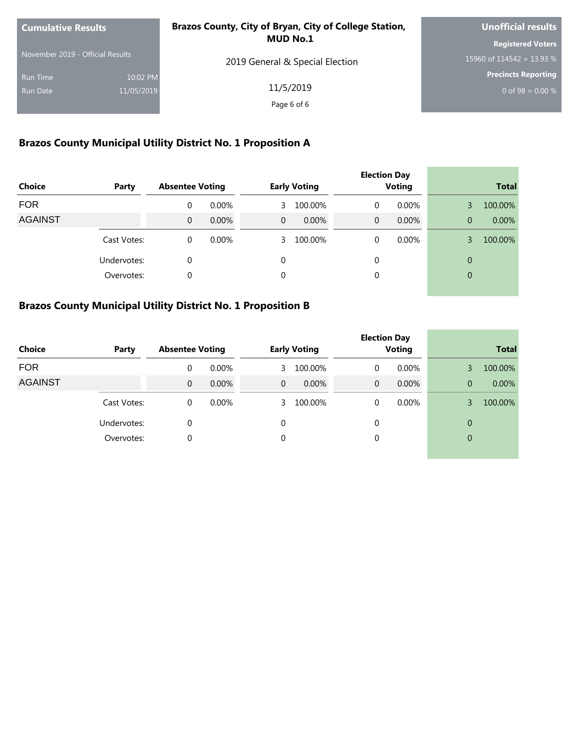Cumulative Results

November 2019 - Official Results

Run Time 10:02 PM

Run Date 11/05/2019

**Brazos County, City of Bryan, City of College Station, MUD No.1**

2019 General & Special Election

11/5/2019

Unofficial results

Registered Voters

15960 of 114542 = 13.93 %

Precincts Reporting

0 of 98 = 0.00 %

## Brazos County Municipal Utility District No. 1 Proposition A

| Choice | Party | Absentee Voting | | Early Voting | | Election Day Voting | | Total | |
|---|---|---|---|---|---|---|---|---|---|
| FOR | | 0 | 0.00% | 3 | 100.00% | 0 | 0.00% | 3 | 100.00% |
| AGAINST | | 0 | 0.00% | 0 | 0.00% | 0 | 0.00% | 0 | 0.00% |
| | Cast Votes: | 0 | 0.00% | 3 | 100.00% | 0 | 0.00% | 3 | 100.00% |
| | Undervotes: | 0 | | 0 | | 0 | | 0 | |
| | Overvotes: | 0 | | 0 | | 0 | | 0 | |

## Brazos County Municipal Utility District No. 1 Proposition B

| Choice | Party | Absentee Voting | | Early Voting | | Election Day Voting | | Total | |
|---|---|---|---|---|---|---|---|---|---|
| FOR | | 0 | 0.00% | 3 | 100.00% | 0 | 0.00% | 3 | 100.00% |
| AGAINST | | 0 | 0.00% | 0 | 0.00% | 0 | 0.00% | 0 | 0.00% |
| | Cast Votes: | 0 | 0.00% | 3 | 100.00% | 0 | 0.00% | 3 | 100.00% |
| | Undervotes: | 0 | | 0 | | 0 | | 0 | |
| | Overvotes: | 0 | | 0 | | 0 | | 0 | |